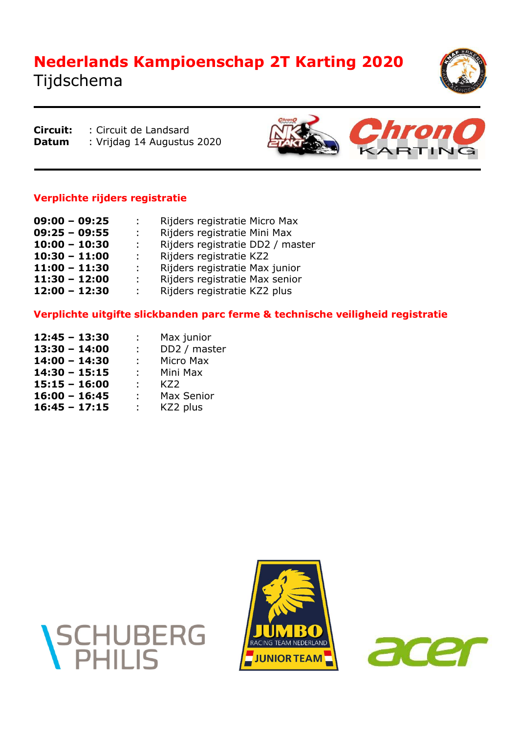# Nederlands Kampioenschap 2T Karting 2020

Tijdschema

**Circuit:** : Circuit de Landsard
**Datum** : Vrijdag 14 Augustus 2020

## Verplichte rijders registratie

| | | |
|---|---|---|
| **09:00 – 09:25** | : | Rijders registratie Micro Max |
| **09:25 – 09:55** | : | Rijders registratie Mini Max |
| **10:00 – 10:30** | : | Rijders registratie DD2 / master |
| **10:30 – 11:00** | : | Rijders registratie KZ2 |
| **11:00 – 11:30** | : | Rijders registratie Max junior |
| **11:30 – 12:00** | : | Rijders registratie Max senior |
| **12:00 – 12:30** | : | Rijders registratie KZ2 plus |

## Verplichte uitgifte slickbanden parc ferme & technische veiligheid registratie

| | | |
|---|---|---|
| **12:45 – 13:30** | : | Max junior |
| **13:30 – 14:00** | : | DD2 / master |
| **14:00 – 14:30** | : | Micro Max |
| **14:30 – 15:15** | : | Mini Max |
| **15:15 – 16:00** | : | KZ2 |
| **16:00 – 16:45** | : | Max Senior |
| **16:45 – 17:15** | : | KZ2 plus |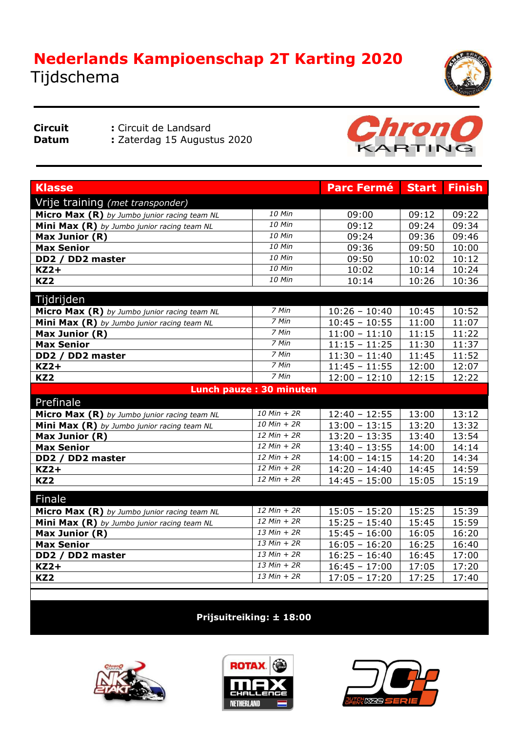# Nederlands Kampioenschap 2T Karting 2020

## Tijdschema

**Circuit** : Circuit de Landsard
**Datum** : Zaterdag 15 Augustus 2020

| Klasse | | Parc Fermé | Start | Finish |
|---|---|---|---|---|
| **Vrije training** *(met transponder)* | | | | |
| **Micro Max (R)** *by Jumbo junior racing team NL* | *10 Min* | 09:00 | 09:12 | 09:22 |
| **Mini Max (R)** *by Jumbo junior racing team NL* | *10 Min* | 09:12 | 09:24 | 09:34 |
| **Max Junior (R)** | *10 Min* | 09:24 | 09:36 | 09:46 |
| **Max Senior** | *10 Min* | 09:36 | 09:50 | 10:00 |
| **DD2 / DD2 master** | *10 Min* | 09:50 | 10:02 | 10:12 |
| **KZ2+** | *10 Min* | 10:02 | 10:14 | 10:24 |
| **KZ2** | *10 Min* | 10:14 | 10:26 | 10:36 |
| **Tijdrijden** | | | | |
| **Micro Max (R)** *by Jumbo junior racing team NL* | *7 Min* | 10:26 – 10:40 | 10:45 | 10:52 |
| **Mini Max (R)** *by Jumbo junior racing team NL* | *7 Min* | 10:45 – 10:55 | 11:00 | 11:07 |
| **Max Junior (R)** | *7 Min* | 11:00 – 11:10 | 11:15 | 11:22 |
| **Max Senior** | *7 Min* | 11:15 – 11:25 | 11:30 | 11:37 |
| **DD2 / DD2 master** | *7 Min* | 11:30 – 11:40 | 11:45 | 11:52 |
| **KZ2+** | *7 Min* | 11:45 – 11:55 | 12:00 | 12:07 |
| **KZ2** | *7 Min* | 12:00 – 12:10 | 12:15 | 12:22 |
| **Lunch pauze : 30 minuten** | | | | |
| **Prefinale** | | | | |
| **Micro Max (R)** *by Jumbo junior racing team NL* | *10 Min + 2R* | 12:40 – 12:55 | 13:00 | 13:12 |
| **Mini Max (R)** *by Jumbo junior racing team NL* | *10 Min + 2R* | 13:00 – 13:15 | 13:20 | 13:32 |
| **Max Junior (R)** | *12 Min + 2R* | 13:20 – 13:35 | 13:40 | 13:54 |
| **Max Senior** | *12 Min + 2R* | 13:40 – 13:55 | 14:00 | 14:14 |
| **DD2 / DD2 master** | *12 Min + 2R* | 14:00 – 14:15 | 14:20 | 14:34 |
| **KZ2+** | *12 Min + 2R* | 14:20 – 14:40 | 14:45 | 14:59 |
| **KZ2** | *12 Min + 2R* | 14:45 – 15:00 | 15:05 | 15:19 |
| **Finale** | | | | |
| **Micro Max (R)** *by Jumbo junior racing team NL* | *12 Min + 2R* | 15:05 – 15:20 | 15:25 | 15:39 |
| **Mini Max (R)** *by Jumbo junior racing team NL* | *12 Min + 2R* | 15:25 – 15:40 | 15:45 | 15:59 |
| **Max Junior (R)** | *13 Min + 2R* | 15:45 – 16:00 | 16:05 | 16:20 |
| **Max Senior** | *13 Min + 2R* | 16:05 – 16:20 | 16:25 | 16:40 |
| **DD2 / DD2 master** | *13 Min + 2R* | 16:25 – 16:40 | 16:45 | 17:00 |
| **KZ2+** | *13 Min + 2R* | 16:45 – 17:00 | 17:05 | 17:20 |
| **KZ2** | *13 Min + 2R* | 17:05 – 17:20 | 17:25 | 17:40 |

**Prijsuitreiking: ± 18:00**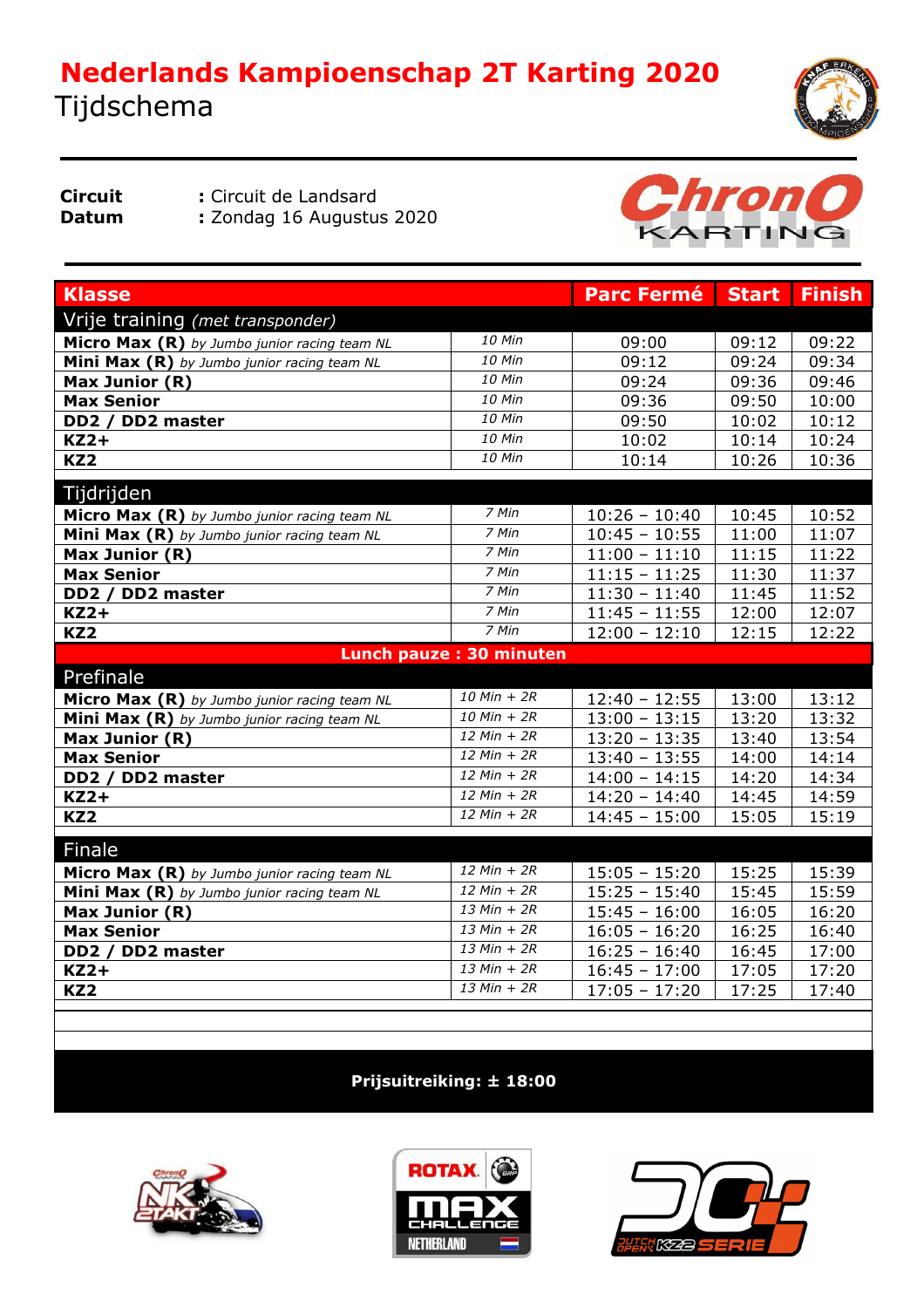# Nederlands Kampioenschap 2T Karting 2020

## Tijdschema

**Circuit** : Circuit de Landsard
**Datum** : Zondag 16 Augustus 2020

| Klasse | | Parc Fermé | Start | Finish |
|---|---|---|---|---|
| **Vrije training** *(met transponder)* | | | | |
| **Micro Max (R)** *by Jumbo junior racing team NL* | *10 Min* | 09:00 | 09:12 | 09:22 |
| **Mini Max (R)** *by Jumbo junior racing team NL* | *10 Min* | 09:12 | 09:24 | 09:34 |
| **Max Junior (R)** | *10 Min* | 09:24 | 09:36 | 09:46 |
| **Max Senior** | *10 Min* | 09:36 | 09:50 | 10:00 |
| **DD2 / DD2 master** | *10 Min* | 09:50 | 10:02 | 10:12 |
| **KZ2+** | *10 Min* | 10:02 | 10:14 | 10:24 |
| **KZ2** | *10 Min* | 10:14 | 10:26 | 10:36 |
| **Tijdrijden** | | | | |
| **Micro Max (R)** *by Jumbo junior racing team NL* | *7 Min* | 10:26 – 10:40 | 10:45 | 10:52 |
| **Mini Max (R)** *by Jumbo junior racing team NL* | *7 Min* | 10:45 – 10:55 | 11:00 | 11:07 |
| **Max Junior (R)** | *7 Min* | 11:00 – 11:10 | 11:15 | 11:22 |
| **Max Senior** | *7 Min* | 11:15 – 11:25 | 11:30 | 11:37 |
| **DD2 / DD2 master** | *7 Min* | 11:30 – 11:40 | 11:45 | 11:52 |
| **KZ2+** | *7 Min* | 11:45 – 11:55 | 12:00 | 12:07 |
| **KZ2** | *7 Min* | 12:00 – 12:10 | 12:15 | 12:22 |
| **Lunch pauze : 30 minuten** | | | | |
| **Prefinale** | | | | |
| **Micro Max (R)** *by Jumbo junior racing team NL* | *10 Min + 2R* | 12:40 – 12:55 | 13:00 | 13:12 |
| **Mini Max (R)** *by Jumbo junior racing team NL* | *10 Min + 2R* | 13:00 – 13:15 | 13:20 | 13:32 |
| **Max Junior (R)** | *12 Min + 2R* | 13:20 – 13:35 | 13:40 | 13:54 |
| **Max Senior** | *12 Min + 2R* | 13:40 – 13:55 | 14:00 | 14:14 |
| **DD2 / DD2 master** | *12 Min + 2R* | 14:00 – 14:15 | 14:20 | 14:34 |
| **KZ2+** | *12 Min + 2R* | 14:20 – 14:40 | 14:45 | 14:59 |
| **KZ2** | *12 Min + 2R* | 14:45 – 15:00 | 15:05 | 15:19 |
| **Finale** | | | | |
| **Micro Max (R)** *by Jumbo junior racing team NL* | *12 Min + 2R* | 15:05 – 15:20 | 15:25 | 15:39 |
| **Mini Max (R)** *by Jumbo junior racing team NL* | *12 Min + 2R* | 15:25 – 15:40 | 15:45 | 15:59 |
| **Max Junior (R)** | *13 Min + 2R* | 15:45 – 16:00 | 16:05 | 16:20 |
| **Max Senior** | *13 Min + 2R* | 16:05 – 16:20 | 16:25 | 16:40 |
| **DD2 / DD2 master** | *13 Min + 2R* | 16:25 – 16:40 | 16:45 | 17:00 |
| **KZ2+** | *13 Min + 2R* | 16:45 – 17:00 | 17:05 | 17:20 |
| **KZ2** | *13 Min + 2R* | 17:05 – 17:20 | 17:25 | 17:40 |

**Prijsuitreiking: ± 18:00**